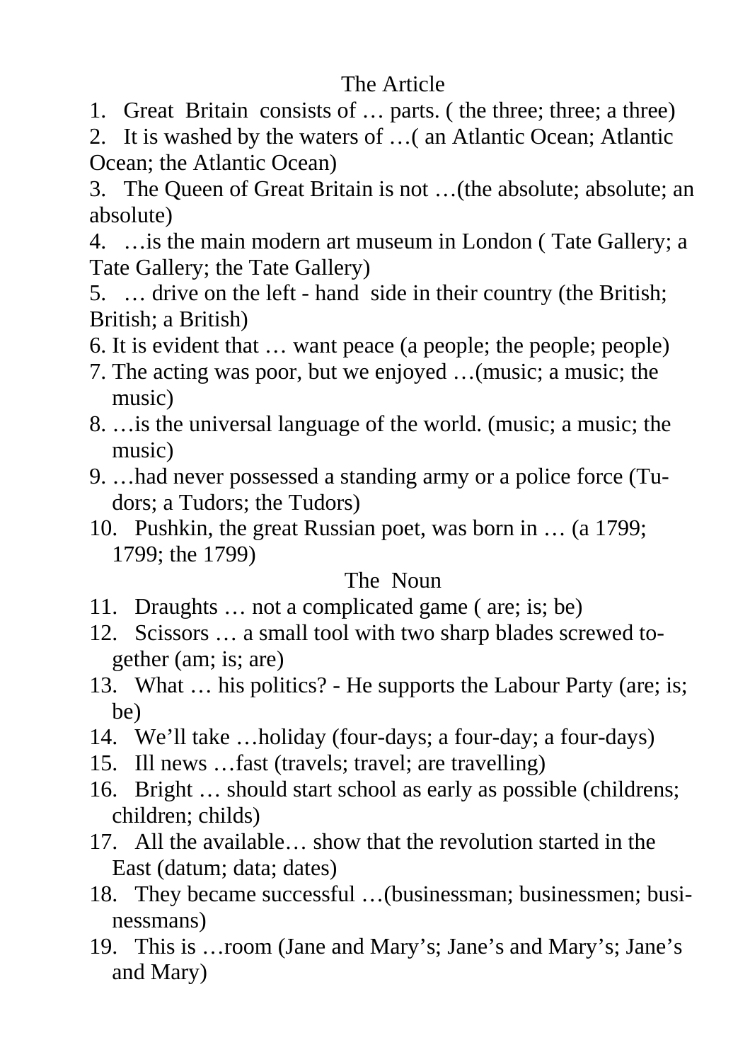## The Article

1. Great Britain consists of … parts. ( the three; three; a three)
2. It is washed by the waters of …( an Atlantic Ocean; Atlantic Ocean; the Atlantic Ocean)
3. The Queen of Great Britain is not …(the absolute; absolute; an absolute)
4. …is the main modern art museum in London ( Tate Gallery; a Tate Gallery; the Tate Gallery)
5. … drive on the left - hand side in their country (the British; British; a British)
6. It is evident that … want peace (a people; the people; people)
7. The acting was poor, but we enjoyed …(music; a music; the music)
8. …is the universal language of the world. (music; a music; the music)
9. …had never possessed a standing army or a police force (Tudors; a Tudors; the Tudors)
10. Pushkin, the great Russian poet, was born in … (a 1799; 1799; the 1799)

## The Noun

11. Draughts … not a complicated game ( are; is; be)
12. Scissors … a small tool with two sharp blades screwed together (am; is; are)
13. What … his politics? - He supports the Labour Party (are; is; be)
14. We'll take …holiday (four-days; a four-day; a four-days)
15. Ill news …fast (travels; travel; are travelling)
16. Bright … should start school as early as possible (childrens; children; childs)
17. All the available… show that the revolution started in the East (datum; data; dates)
18. They became successful …(businessman; businessmen; businessmans)
19. This is …room (Jane and Mary's; Jane's and Mary's; Jane's and Mary)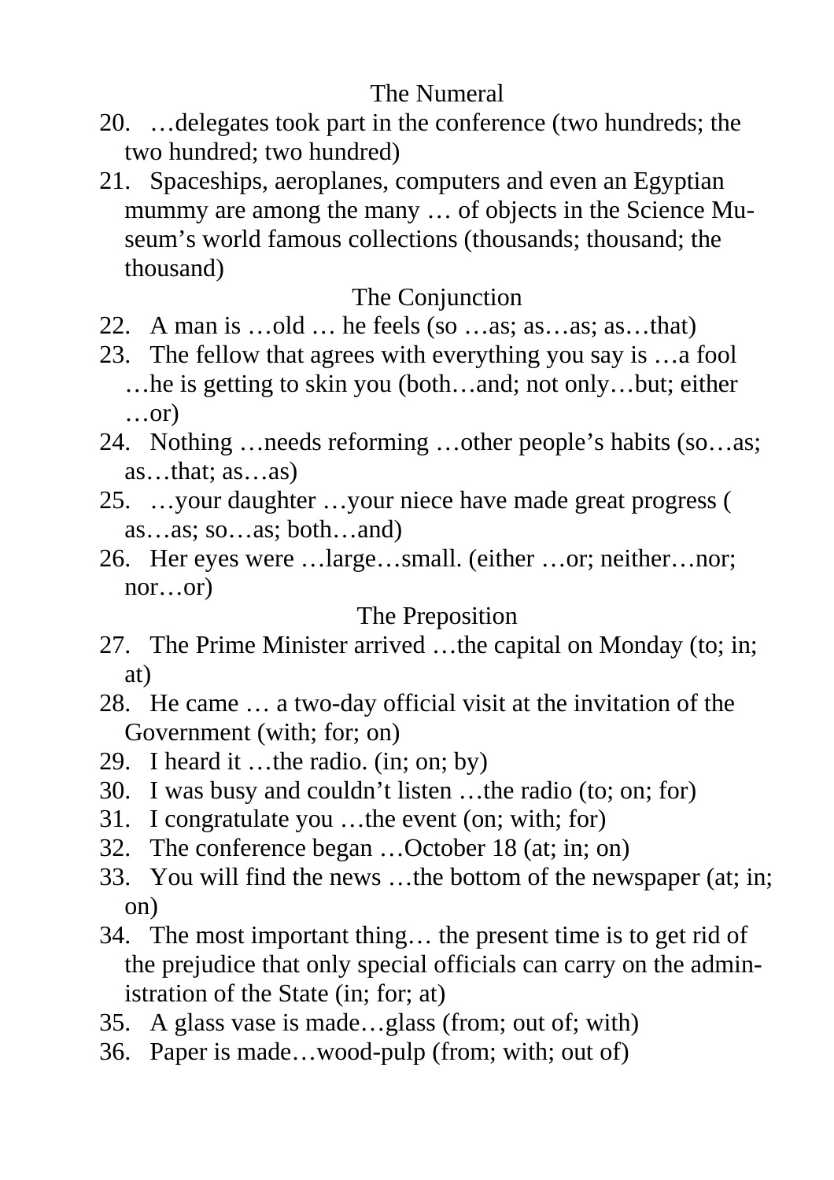## The Numeral

20. …delegates took part in the conference (two hundreds; the two hundred; two hundred)
21. Spaceships, aeroplanes, computers and even an Egyptian mummy are among the many … of objects in the Science Museum's world famous collections (thousands; thousand; the thousand)

## The Conjunction

22. A man is …old … he feels (so …as; as…as; as…that)
23. The fellow that agrees with everything you say is …a fool …he is getting to skin you (both…and; not only…but; either …or)
24. Nothing …needs reforming …other people's habits (so…as; as…that; as…as)
25. …your daughter …your niece have made great progress ( as…as; so…as; both…and)
26. Her eyes were …large…small. (either …or; neither…nor; nor…or)

## The Preposition

27. The Prime Minister arrived …the capital on Monday (to; in; at)
28. He came … a two-day official visit at the invitation of the Government (with; for; on)
29. I heard it …the radio. (in; on; by)
30. I was busy and couldn't listen …the radio (to; on; for)
31. I congratulate you …the event (on; with; for)
32. The conference began …October 18 (at; in; on)
33. You will find the news …the bottom of the newspaper (at; in; on)
34. The most important thing… the present time is to get rid of the prejudice that only special officials can carry on the administration of the State (in; for; at)
35. A glass vase is made…glass (from; out of; with)
36. Paper is made…wood-pulp (from; with; out of)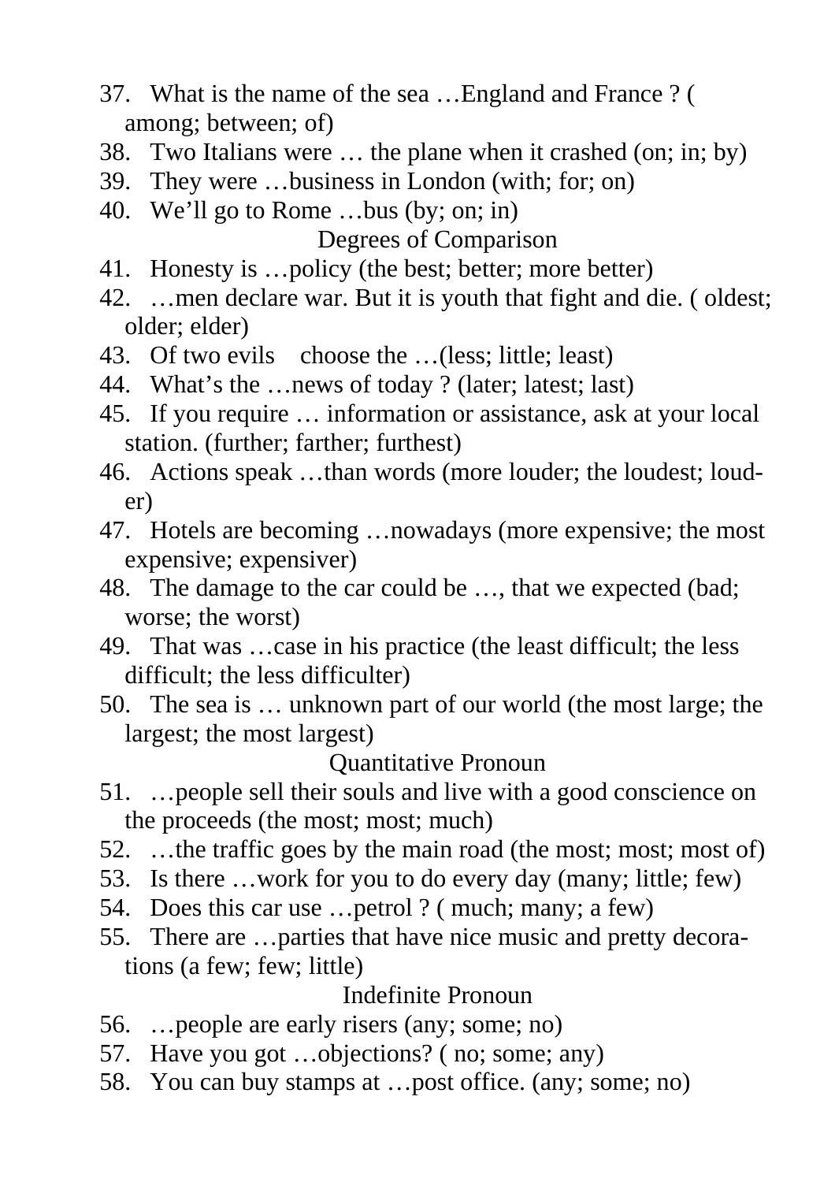37. What is the name of the sea …England and France ? ( among; between; of)
38. Two Italians were … the plane when it crashed (on; in; by)
39. They were …business in London (with; for; on)
40. We’ll go to Rome …bus (by; on; in)

Degrees of Comparison

41. Honesty is …policy (the best; better; more better)
42. …men declare war. But it is youth that fight and die. ( oldest; older; elder)
43. Of two evils choose the …(less; little; least)
44. What’s the …news of today ? (later; latest; last)
45. If you require … information or assistance, ask at your local station. (further; farther; furthest)
46. Actions speak …than words (more louder; the loudest; louder)
47. Hotels are becoming …nowadays (more expensive; the most expensive; expensiver)
48. The damage to the car could be …, that we expected (bad; worse; the worst)
49. That was …case in his practice (the least difficult; the less difficult; the less difficulter)
50. The sea is … unknown part of our world (the most large; the largest; the most largest)

Quantitative Pronoun

51. …people sell their souls and live with a good conscience on the proceeds (the most; most; much)
52. …the traffic goes by the main road (the most; most; most of)
53. Is there …work for you to do every day (many; little; few)
54. Does this car use …petrol ? ( much; many; a few)
55. There are …parties that have nice music and pretty decorations (a few; few; little)

Indefinite Pronoun

56. …people are early risers (any; some; no)
57. Have you got …objections? ( no; some; any)
58. You can buy stamps at …post office. (any; some; no)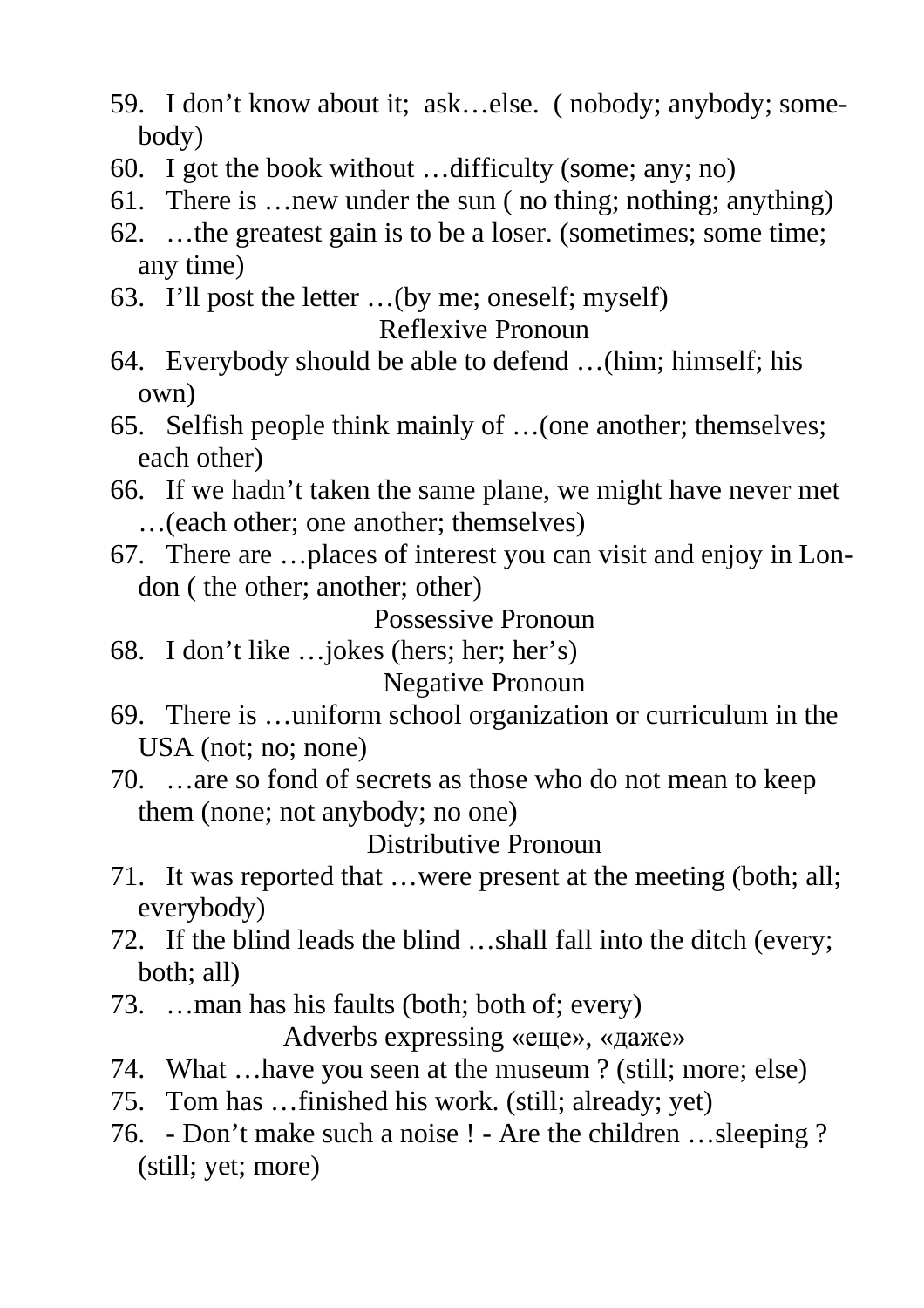59. I don't know about it; ask…else. ( nobody; anybody; somebody)
60. I got the book without …difficulty (some; any; no)
61. There is …new under the sun ( no thing; nothing; anything)
62. …the greatest gain is to be a loser. (sometimes; some time; any time)
63. I'll post the letter …(by me; oneself; myself)

Reflexive Pronoun

64. Everybody should be able to defend …(him; himself; his own)
65. Selfish people think mainly of …(one another; themselves; each other)
66. If we hadn't taken the same plane, we might have never met …(each other; one another; themselves)
67. There are …places of interest you can visit and enjoy in London ( the other; another; other)

Possessive Pronoun

68. I don't like …jokes (hers; her; her's)

Negative Pronoun

69. There is …uniform school organization or curriculum in the USA (not; no; none)
70. …are so fond of secrets as those who do not mean to keep them (none; not anybody; no one)

Distributive Pronoun

71. It was reported that …were present at the meeting (both; all; everybody)
72. If the blind leads the blind …shall fall into the ditch (every; both; all)
73. …man has his faults (both; both of; every)

Adverbs expressing «еще», «даже»

74. What …have you seen at the museum ? (still; more; else)
75. Tom has …finished his work. (still; already; yet)
76. - Don't make such a noise ! - Are the children …sleeping ? (still; yet; more)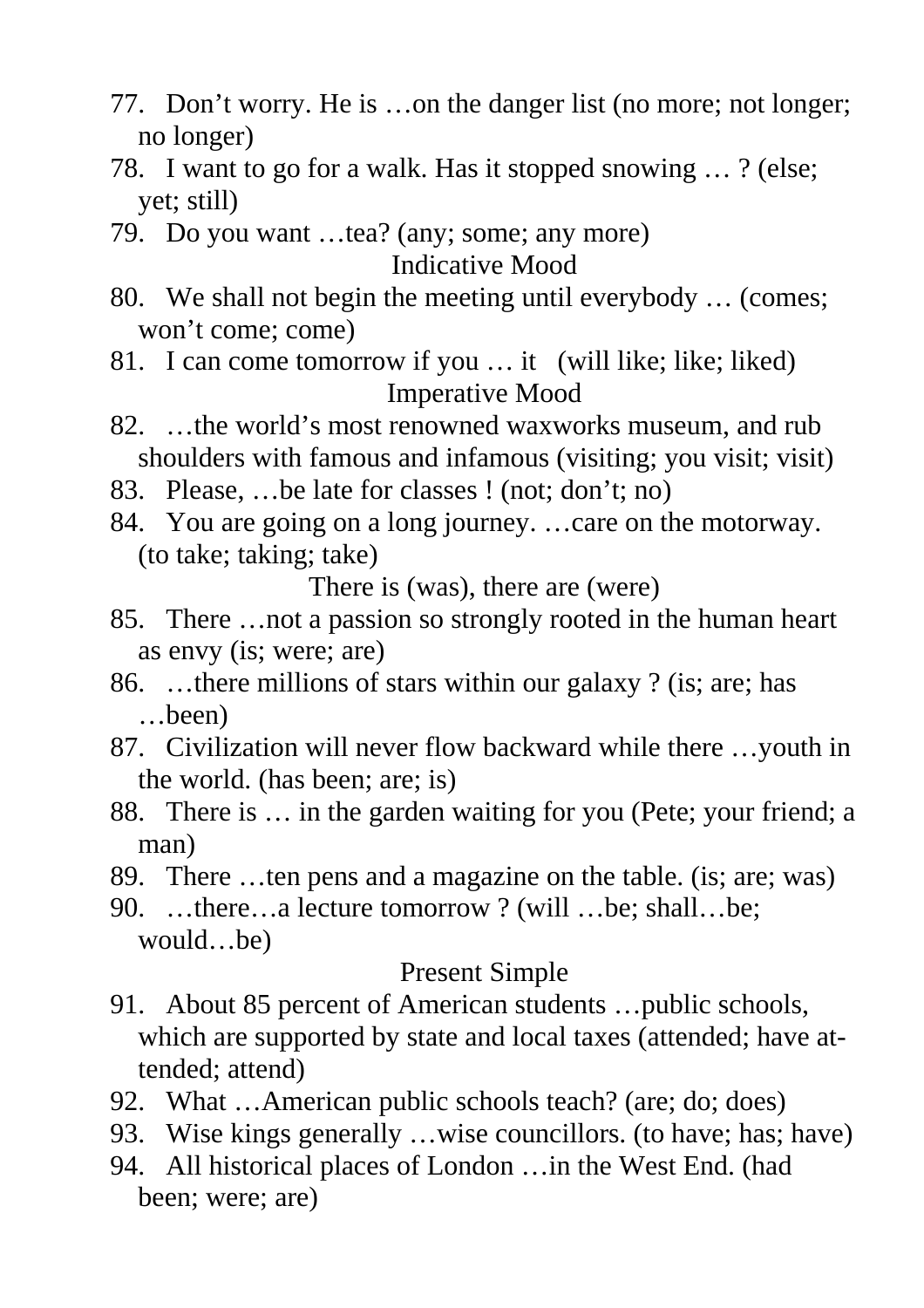77. Don't worry. He is …on the danger list (no more; not longer; no longer)
78. I want to go for a walk. Has it stopped snowing … ? (else; yet; still)
79. Do you want …tea? (any; some; any more)

### Indicative Mood

80. We shall not begin the meeting until everybody … (comes; won't come; come)
81. I can come tomorrow if you … it (will like; like; liked)

### Imperative Mood

82. …the world's most renowned waxworks museum, and rub shoulders with famous and infamous (visiting; you visit; visit)
83. Please, …be late for classes ! (not; don't; no)
84. You are going on a long journey. …care on the motorway. (to take; taking; take)

### There is (was), there are (were)

85. There …not a passion so strongly rooted in the human heart as envy (is; were; are)
86. …there millions of stars within our galaxy ? (is; are; has …been)
87. Civilization will never flow backward while there …youth in the world. (has been; are; is)
88. There is … in the garden waiting for you (Pete; your friend; a man)
89. There …ten pens and a magazine on the table. (is; are; was)
90. …there…a lecture tomorrow ? (will …be; shall…be; would…be)

### Present Simple

91. About 85 percent of American students …public schools, which are supported by state and local taxes (attended; have attended; attend)
92. What …American public schools teach? (are; do; does)
93. Wise kings generally …wise councillors. (to have; has; have)
94. All historical places of London …in the West End. (had been; were; are)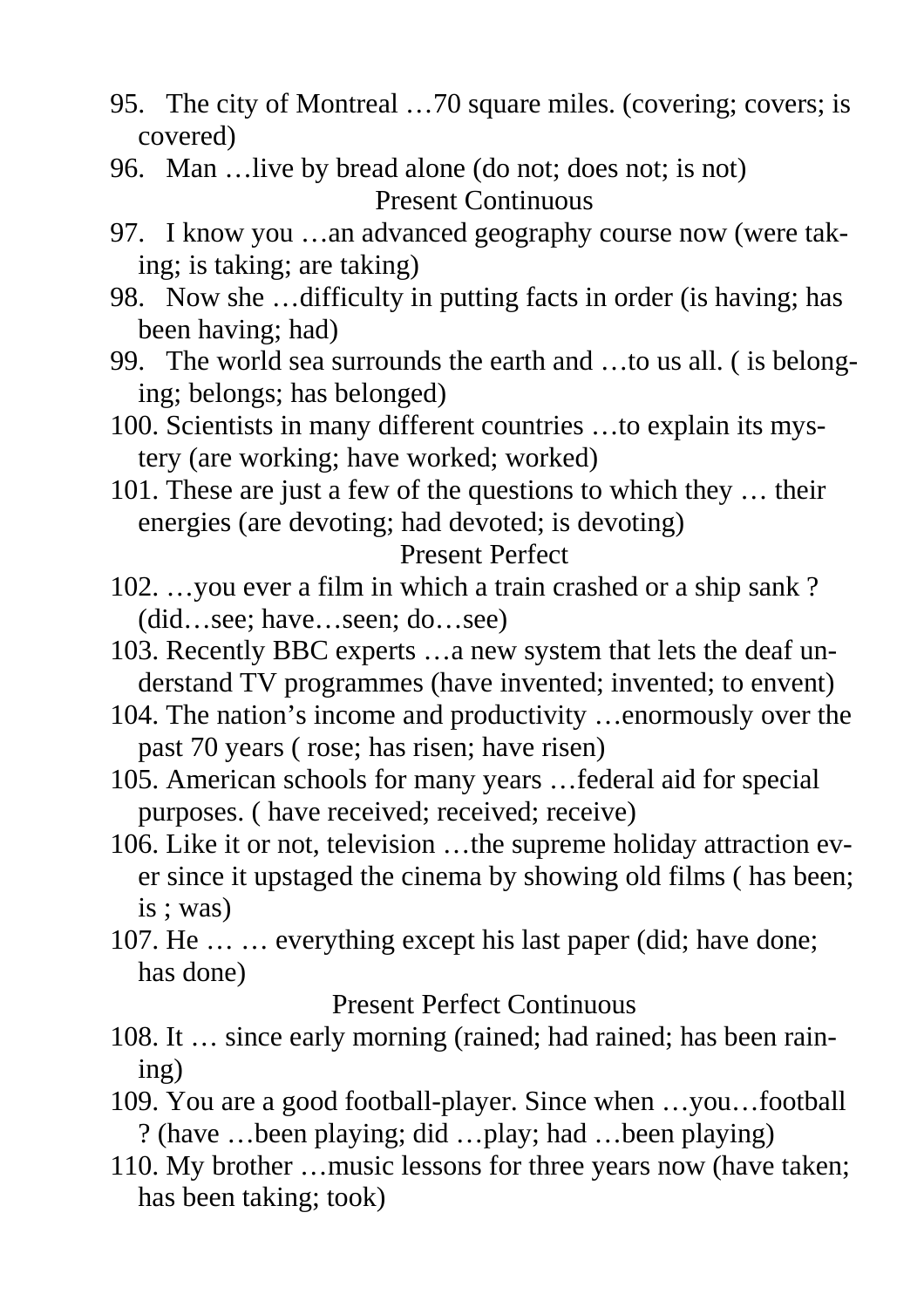95. The city of Montreal …70 square miles. (covering; covers; is covered)

96. Man …live by bread alone (do not; does not; is not)

### Present Continuous

97. I know you …an advanced geography course now (were taking; is taking; are taking)

98. Now she …difficulty in putting facts in order (is having; has been having; had)

99. The world sea surrounds the earth and …to us all. ( is belonging; belongs; has belonged)

100. Scientists in many different countries …to explain its mystery (are working; have worked; worked)

101. These are just a few of the questions to which they … their energies (are devoting; had devoted; is devoting)

### Present Perfect

102. …you ever a film in which a train crashed or a ship sank ? (did…see; have…seen; do…see)

103. Recently BBC experts …a new system that lets the deaf understand TV programmes (have invented; invented; to envent)

104. The nation's income and productivity …enormously over the past 70 years ( rose; has risen; have risen)

105. American schools for many years …federal aid for special purposes. ( have received; received; receive)

106. Like it or not, television …the supreme holiday attraction ever since it upstaged the cinema by showing old films ( has been; is ; was)

107. He … … everything except his last paper (did; have done; has done)

### Present Perfect Continuous

108. It … since early morning (rained; had rained; has been raining)

109. You are a good football-player. Since when …you…football ? (have …been playing; did …play; had …been playing)

110. My brother …music lessons for three years now (have taken; has been taking; took)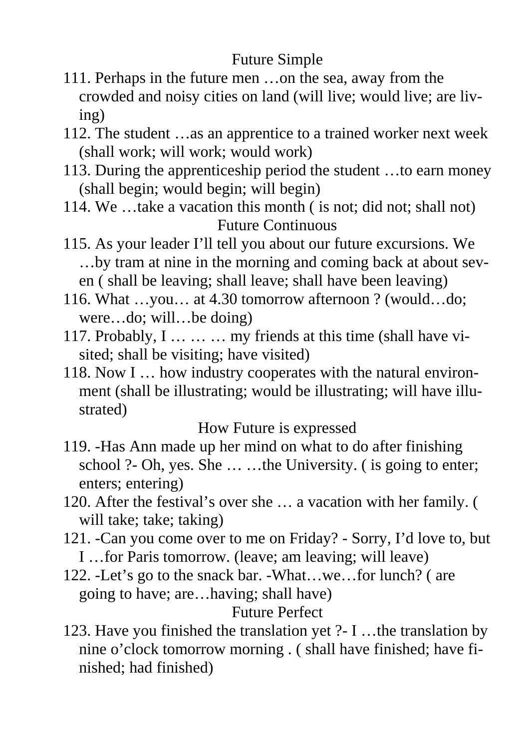## Future Simple

111. Perhaps in the future men …on the sea, away from the crowded and noisy cities on land (will live; would live; are living)
112. The student …as an apprentice to a trained worker next week (shall work; will work; would work)
113. During the apprenticeship period the student …to earn money (shall begin; would begin; will begin)
114. We …take a vacation this month ( is not; did not; shall not)

## Future Continuous

115. As your leader I'll tell you about our future excursions. We …by tram at nine in the morning and coming back at about seven ( shall be leaving; shall leave; shall have been leaving)
116. What …you… at 4.30 tomorrow afternoon ? (would…do; were…do; will…be doing)
117. Probably, I … … … my friends at this time (shall have visited; shall be visiting; have visited)
118. Now I … how industry cooperates with the natural environment (shall be illustrating; would be illustrating; will have illustrated)

## How Future is expressed

119. -Has Ann made up her mind on what to do after finishing school ?- Oh, yes. She … …the University. ( is going to enter; enters; entering)
120. After the festival's over she … a vacation with her family. ( will take; take; taking)
121. -Can you come over to me on Friday? - Sorry, I'd love to, but I …for Paris tomorrow. (leave; am leaving; will leave)
122. -Let's go to the snack bar. -What…we…for lunch? ( are going to have; are…having; shall have)

## Future Perfect

123. Have you finished the translation yet ?- I …the translation by nine o'clock tomorrow morning . ( shall have finished; have finished; had finished)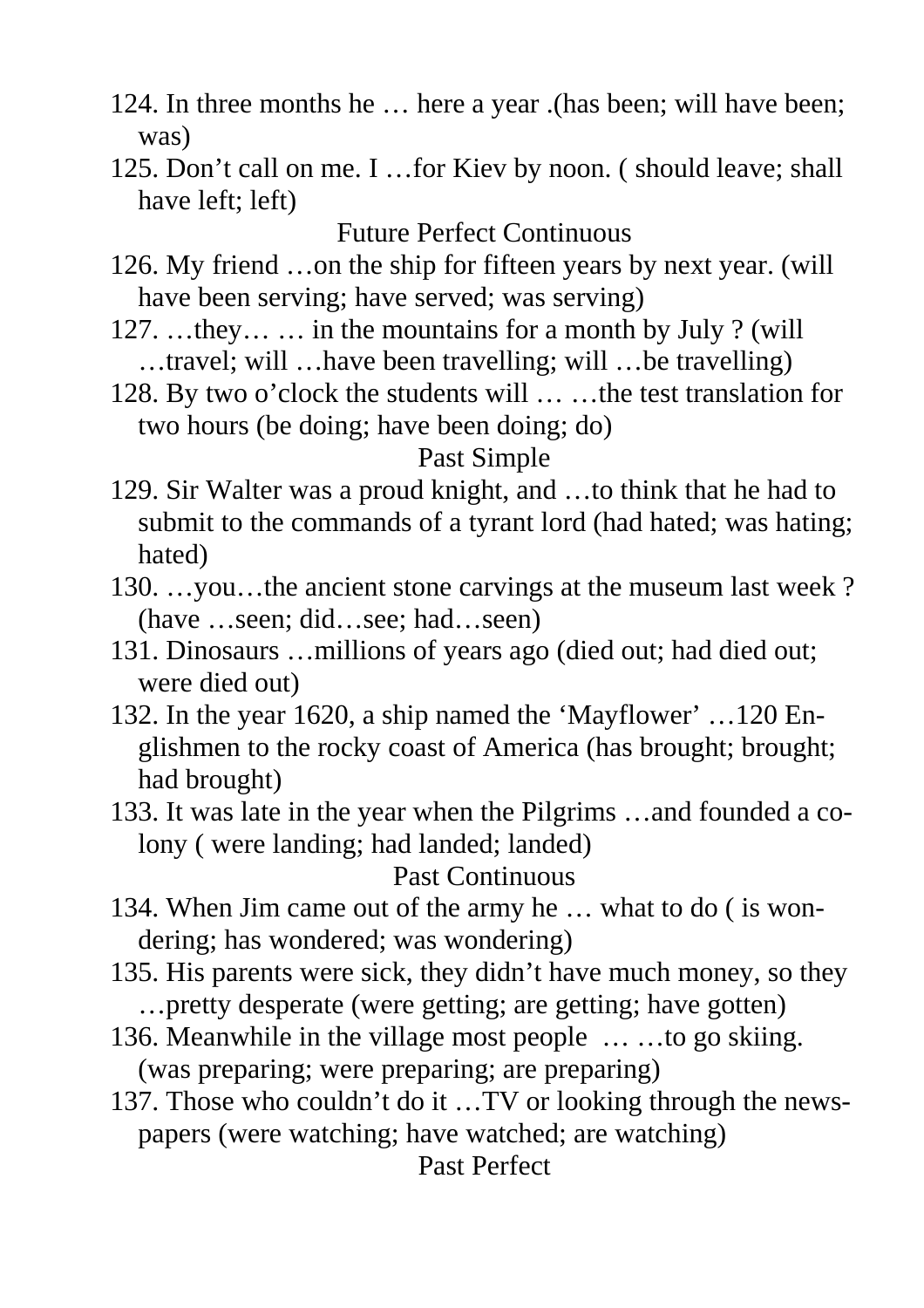124. In three months he … here a year .(has been; will have been; was)
125. Don't call on me. I …for Kiev by noon. ( should leave; shall have left; left)

Future Perfect Continuous

126. My friend …on the ship for fifteen years by next year. (will have been serving; have served; was serving)
127. …they… … in the mountains for a month by July ? (will …travel; will …have been travelling; will …be travelling)
128. By two o'clock the students will … …the test translation for two hours (be doing; have been doing; do)

Past Simple

129. Sir Walter was a proud knight, and …to think that he had to submit to the commands of a tyrant lord (had hated; was hating; hated)
130. …you…the ancient stone carvings at the museum last week ? (have …seen; did…see; had…seen)
131. Dinosaurs …millions of years ago (died out; had died out; were died out)
132. In the year 1620, a ship named the 'Mayflower' …120 Englishmen to the rocky coast of America (has brought; brought; had brought)
133. It was late in the year when the Pilgrims …and founded a colony ( were landing; had landed; landed)

Past Continuous

134. When Jim came out of the army he … what to do ( is wondering; has wondered; was wondering)
135. His parents were sick, they didn't have much money, so they …pretty desperate (were getting; are getting; have gotten)
136. Meanwhile in the village most people … …to go skiing. (was preparing; were preparing; are preparing)
137. Those who couldn't do it …TV or looking through the newspapers (were watching; have watched; are watching)

Past Perfect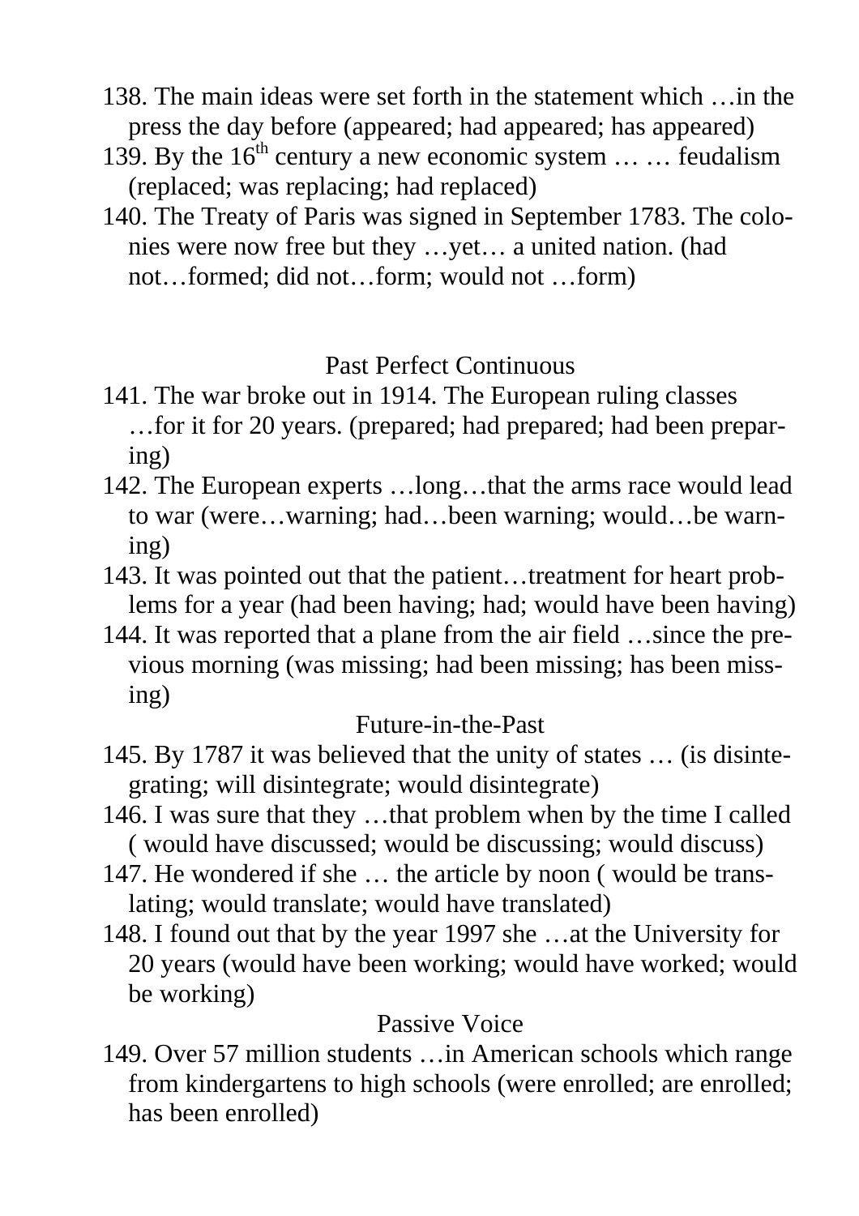138. The main ideas were set forth in the statement which …in the press the day before (appeared; had appeared; has appeared)
139. By the 16$^{th}$ century a new economic system … … feudalism (replaced; was replacing; had replaced)
140. The Treaty of Paris was signed in September 1783. The colonies were now free but they …yet… a united nation. (had not…formed; did not…form; would not …form)

## Past Perfect Continuous

141. The war broke out in 1914. The European ruling classes …for it for 20 years. (prepared; had prepared; had been preparing)
142. The European experts …long…that the arms race would lead to war (were…warning; had…been warning; would…be warning)
143. It was pointed out that the patient…treatment for heart problems for a year (had been having; had; would have been having)
144. It was reported that a plane from the air field …since the previous morning (was missing; had been missing; has been missing)

## Future-in-the-Past

145. By 1787 it was believed that the unity of states … (is disintegrating; will disintegrate; would disintegrate)
146. I was sure that they …that problem when by the time I called ( would have discussed; would be discussing; would discuss)
147. He wondered if she … the article by noon ( would be translating; would translate; would have translated)
148. I found out that by the year 1997 she …at the University for 20 years (would have been working; would have worked; would be working)

## Passive Voice

149. Over 57 million students …in American schools which range from kindergartens to high schools (were enrolled; are enrolled; has been enrolled)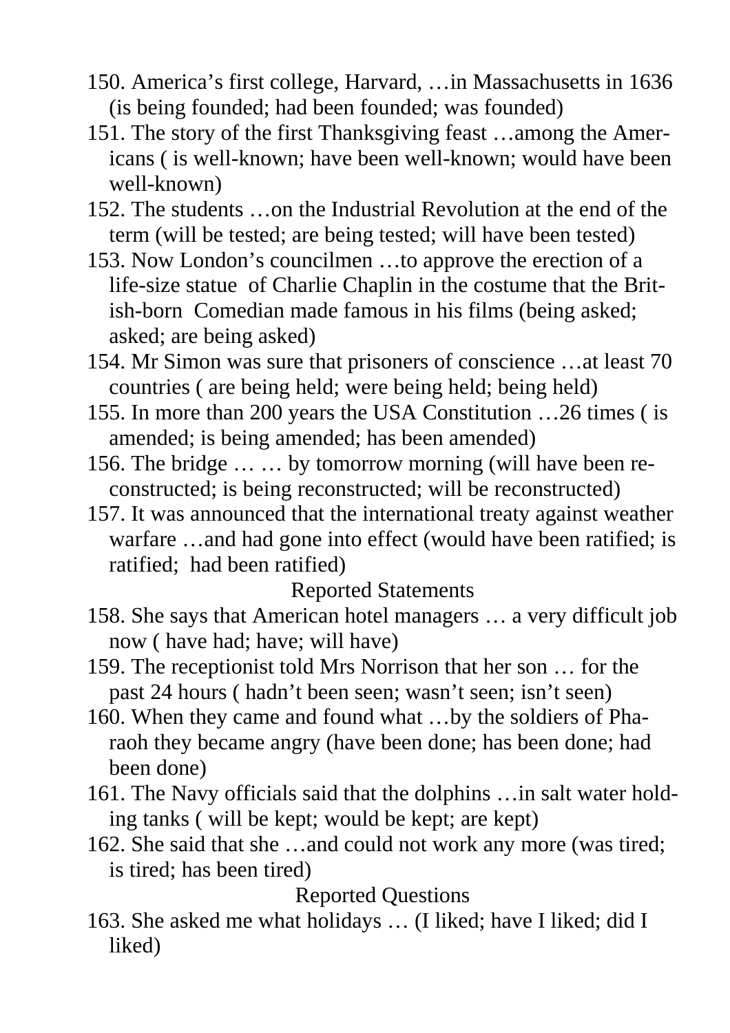150. America's first college, Harvard, …in Massachusetts in 1636 (is being founded; had been founded; was founded)

151. The story of the first Thanksgiving feast …among the Americans ( is well-known; have been well-known; would have been well-known)

152. The students …on the Industrial Revolution at the end of the term (will be tested; are being tested; will have been tested)

153. Now London's councilmen …to approve the erection of a life-size statue of Charlie Chaplin in the costume that the British-born Comedian made famous in his films (being asked; asked; are being asked)

154. Mr Simon was sure that prisoners of conscience …at least 70 countries ( are being held; were being held; being held)

155. In more than 200 years the USA Constitution …26 times ( is amended; is being amended; has been amended)

156. The bridge … … by tomorrow morning (will have been reconstructed; is being reconstructed; will be reconstructed)

157. It was announced that the international treaty against weather warfare …and had gone into effect (would have been ratified; is ratified; had been ratified)

### Reported Statements

158. She says that American hotel managers … a very difficult job now ( have had; have; will have)

159. The receptionist told Mrs Norrison that her son … for the past 24 hours ( hadn't been seen; wasn't seen; isn't seen)

160. When they came and found what …by the soldiers of Pharaoh they became angry (have been done; has been done; had been done)

161. The Navy officials said that the dolphins …in salt water holding tanks ( will be kept; would be kept; are kept)

162. She said that she …and could not work any more (was tired; is tired; has been tired)

### Reported Questions

163. She asked me what holidays … (I liked; have I liked; did I liked)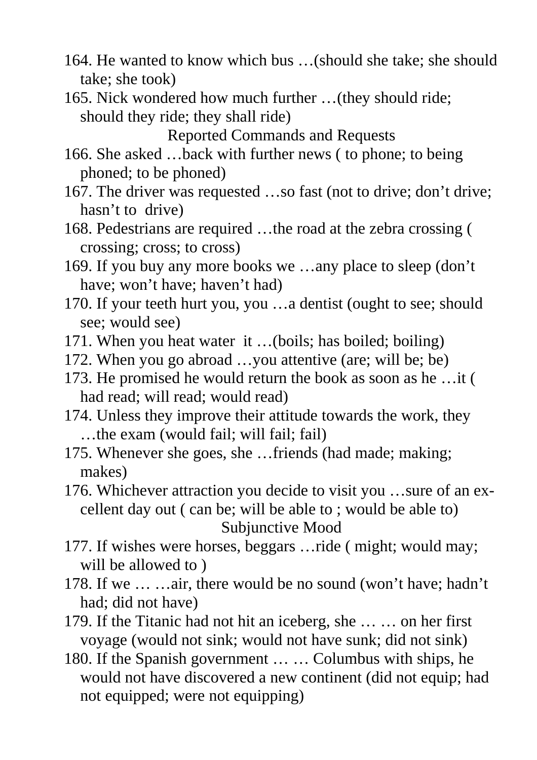164. He wanted to know which bus …(should she take; she should take; she took)

165. Nick wondered how much further …(they should ride; should they ride; they shall ride)

Reported Commands and Requests

166. She asked …back with further news ( to phone; to being phoned; to be phoned)

167. The driver was requested …so fast (not to drive; don’t drive; hasn’t to  drive)

168. Pedestrians are required …the road at the zebra crossing ( crossing; cross; to cross)

169. If you buy any more books we …any place to sleep (don’t have; won’t have; haven’t had)

170. If your teeth hurt you, you …a dentist (ought to see; should see; would see)

171. When you heat water  it …(boils; has boiled; boiling)

172. When you go abroad …you attentive (are; will be; be)

173. He promised he would return the book as soon as he …it ( had read; will read; would read)

174. Unless they improve their attitude towards the work, they …the exam (would fail; will fail; fail)

175. Whenever she goes, she …friends (had made; making; makes)

176. Whichever attraction you decide to visit you …sure of an excellent day out ( can be; will be able to ; would be able to)

Subjunctive Mood

177. If wishes were horses, beggars …ride ( might; would may; will be allowed to )

178. If we … …air, there would be no sound (won’t have; hadn’t had; did not have)

179. If the Titanic had not hit an iceberg, she … … on her first voyage (would not sink; would not have sunk; did not sink)

180. If the Spanish government … … Columbus with ships, he would not have discovered a new continent (did not equip; had not equipped; were not equipping)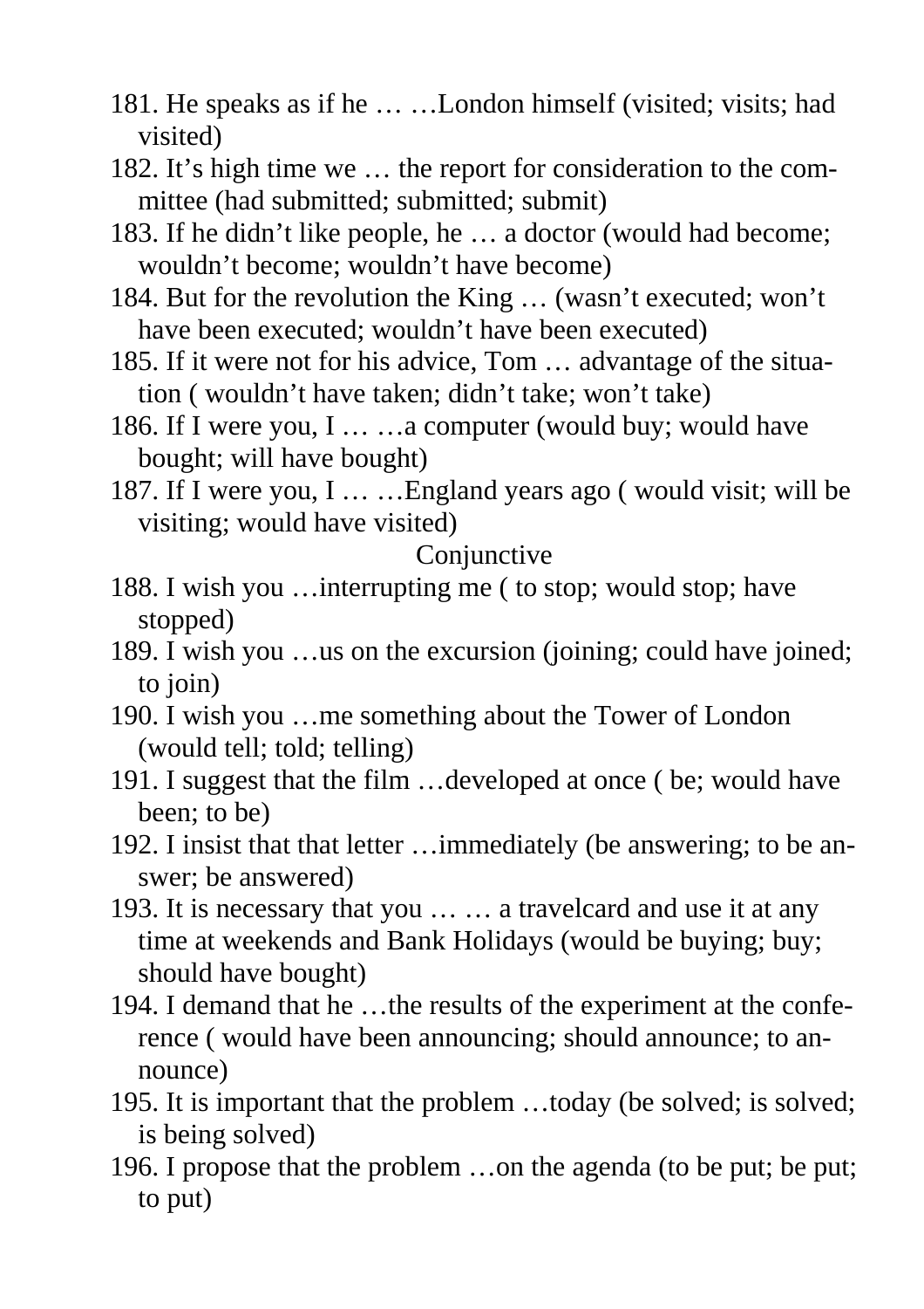181. He speaks as if he … …London himself (visited; visits; had visited)
182. It's high time we … the report for consideration to the committee (had submitted; submitted; submit)
183. If he didn't like people, he … a doctor (would had become; wouldn't become; wouldn't have become)
184. But for the revolution the King … (wasn't executed; won't have been executed; wouldn't have been executed)
185. If it were not for his advice, Tom … advantage of the situation ( wouldn't have taken; didn't take; won't take)
186. If I were you, I … …a computer (would buy; would have bought; will have bought)
187. If I were you, I … …England years ago ( would visit; will be visiting; would have visited)

Conjunctive

188. I wish you …interrupting me ( to stop; would stop; have stopped)
189. I wish you …us on the excursion (joining; could have joined; to join)
190. I wish you …me something about the Tower of London (would tell; told; telling)
191. I suggest that the film …developed at once ( be; would have been; to be)
192. I insist that that letter …immediately (be answering; to be answer; be answered)
193. It is necessary that you … … a travelcard and use it at any time at weekends and Bank Holidays (would be buying; buy; should have bought)
194. I demand that he …the results of the experiment at the conference ( would have been announcing; should announce; to announce)
195. It is important that the problem …today (be solved; is solved; is being solved)
196. I propose that the problem …on the agenda (to be put; be put; to put)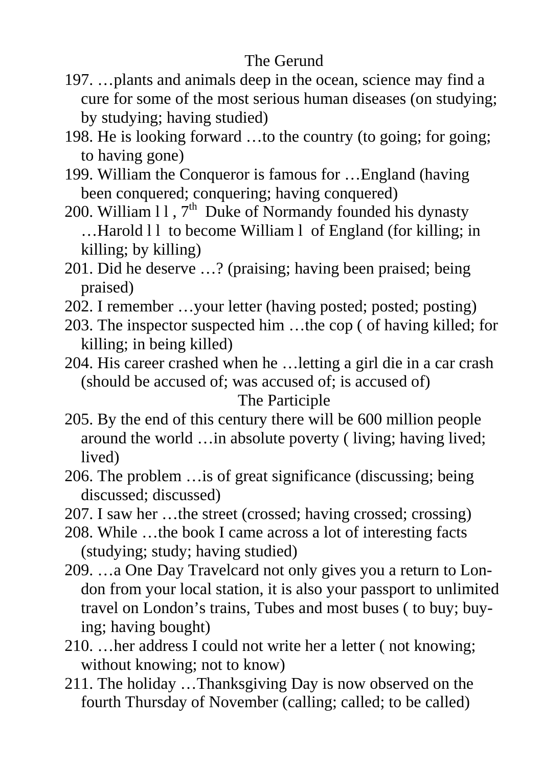## The Gerund

197. …plants and animals deep in the ocean, science may find a cure for some of the most serious human diseases (on studying; by studying; having studied)
198. He is looking forward …to the country (to going; for going; to having gone)
199. William the Conqueror is famous for …England (having been conquered; conquering; having conquered)
200. William l l , 7th Duke of Normandy founded his dynasty …Harold l l to become William l of England (for killing; in killing; by killing)
201. Did he deserve …? (praising; having been praised; being praised)
202. I remember …your letter (having posted; posted; posting)
203. The inspector suspected him …the cop ( of having killed; for killing; in being killed)
204. His career crashed when he …letting a girl die in a car crash (should be accused of; was accused of; is accused of)

## The Participle

205. By the end of this century there will be 600 million people around the world …in absolute poverty ( living; having lived; lived)
206. The problem …is of great significance (discussing; being discussed; discussed)
207. I saw her …the street (crossed; having crossed; crossing)
208. While …the book I came across a lot of interesting facts (studying; study; having studied)
209. …a One Day Travelcard not only gives you a return to London from your local station, it is also your passport to unlimited travel on London's trains, Tubes and most buses ( to buy; buying; having bought)
210. …her address I could not write her a letter ( not knowing; without knowing; not to know)
211. The holiday …Thanksgiving Day is now observed on the fourth Thursday of November (calling; called; to be called)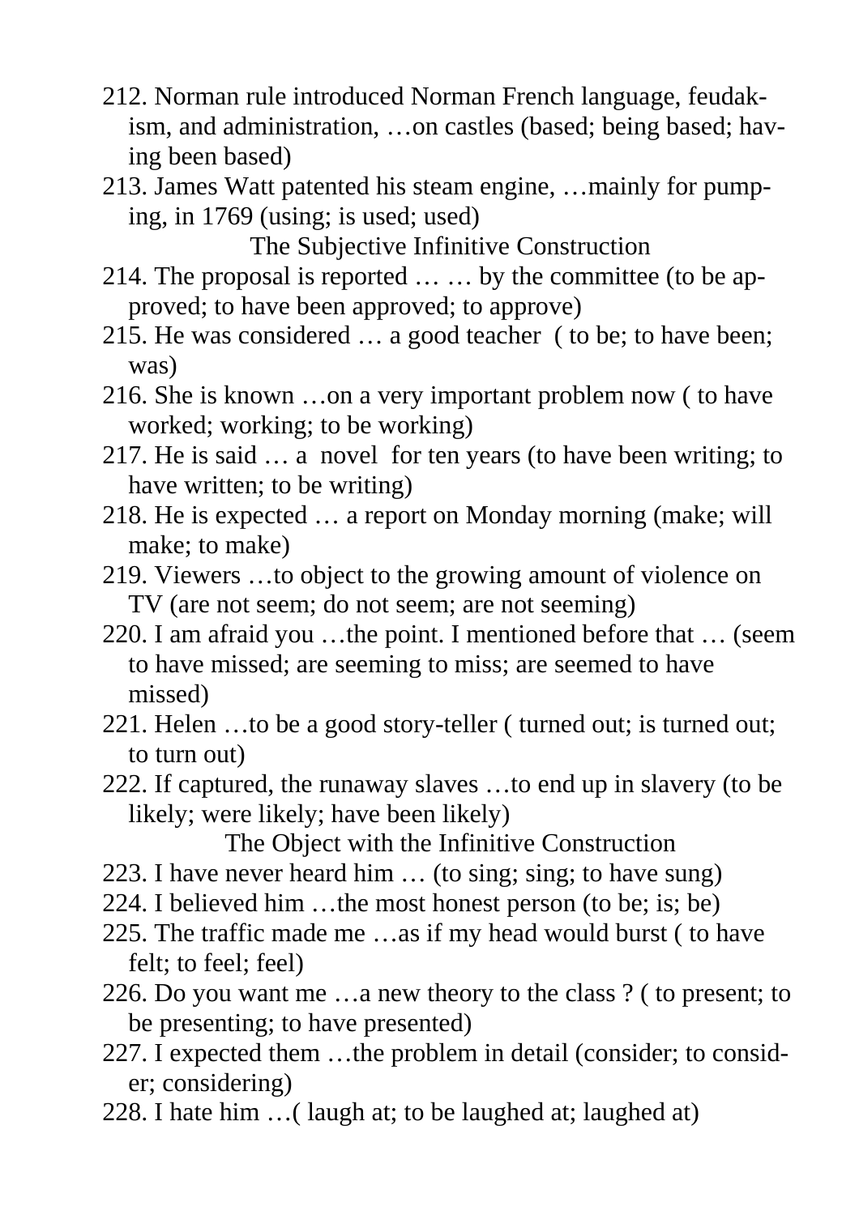212. Norman rule introduced Norman French language, feudakism, and administration, …on castles (based; being based; having been based)
213. James Watt patented his steam engine, …mainly for pumping, in 1769 (using; is used; used)

The Subjective Infinitive Construction

214. The proposal is reported … … by the committee (to be approved; to have been approved; to approve)
215. He was considered … a good teacher ( to be; to have been; was)
216. She is known …on a very important problem now ( to have worked; working; to be working)
217. He is said … a novel for ten years (to have been writing; to have written; to be writing)
218. He is expected … a report on Monday morning (make; will make; to make)
219. Viewers …to object to the growing amount of violence on TV (are not seem; do not seem; are not seeming)
220. I am afraid you …the point. I mentioned before that … (seem to have missed; are seeming to miss; are seemed to have missed)
221. Helen …to be a good story-teller ( turned out; is turned out; to turn out)
222. If captured, the runaway slaves …to end up in slavery (to be likely; were likely; have been likely)

The Object with the Infinitive Construction

223. I have never heard him … (to sing; sing; to have sung)
224. I believed him …the most honest person (to be; is; be)
225. The traffic made me …as if my head would burst ( to have felt; to feel; feel)
226. Do you want me …a new theory to the class ? ( to present; to be presenting; to have presented)
227. I expected them …the problem in detail (consider; to consider; considering)
228. I hate him …( laugh at; to be laughed at; laughed at)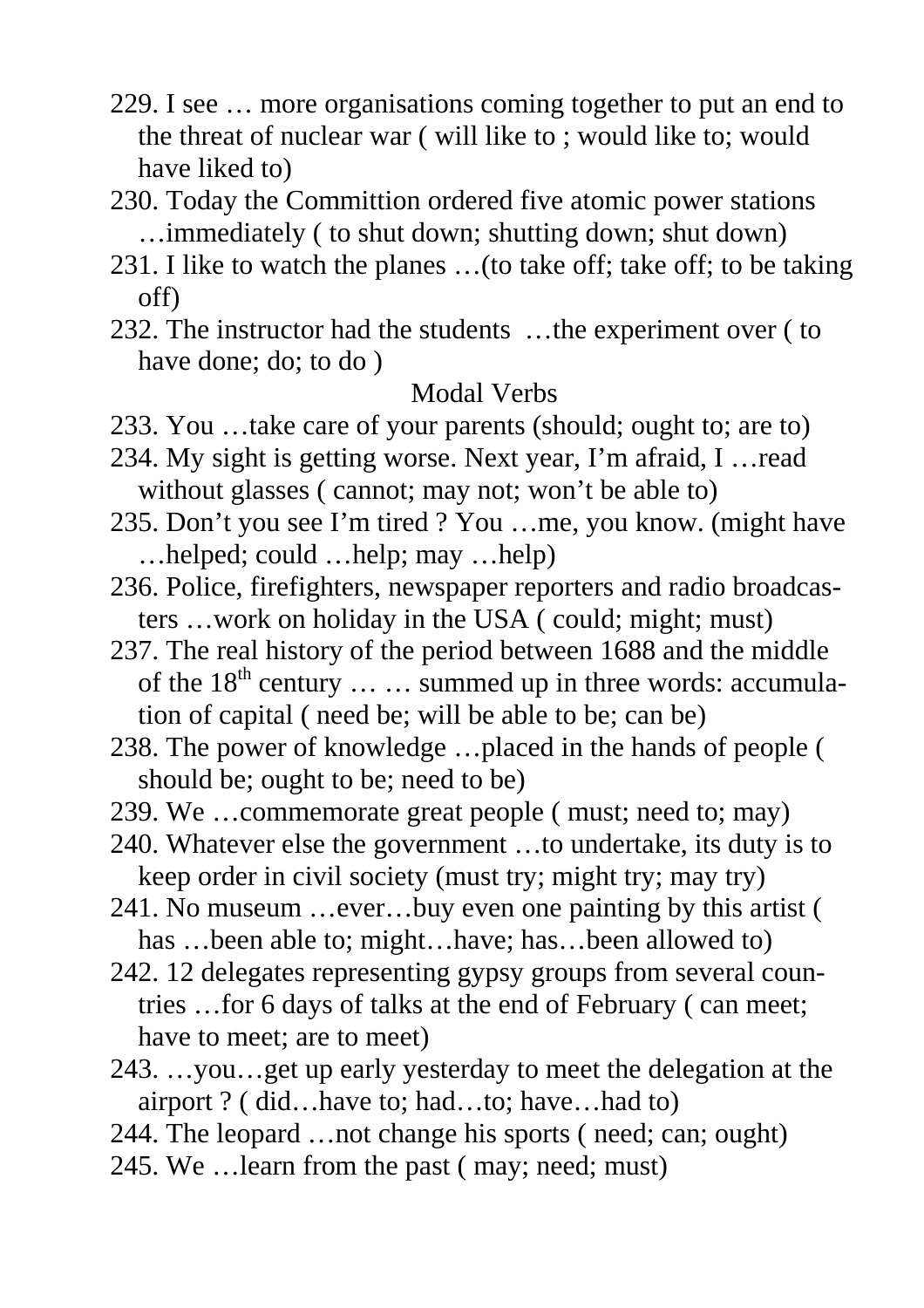229. I see … more organisations coming together to put an end to the threat of nuclear war ( will like to ; would like to; would have liked to)
230. Today the Committion ordered five atomic power stations …immediately ( to shut down; shutting down; shut down)
231. I like to watch the planes …(to take off; take off; to be taking off)
232. The instructor had the students …the experiment over ( to have done; do; to do )

## Modal Verbs

233. You …take care of your parents (should; ought to; are to)
234. My sight is getting worse. Next year, I'm afraid, I …read without glasses ( cannot; may not; won't be able to)
235. Don't you see I'm tired ? You …me, you know. (might have …helped; could …help; may …help)
236. Police, firefighters, newspaper reporters and radio broadcasters …work on holiday in the USA ( could; might; must)
237. The real history of the period between 1688 and the middle of the $18^{th}$ century … … summed up in three words: accumulation of capital ( need be; will be able to be; can be)
238. The power of knowledge …placed in the hands of people ( should be; ought to be; need to be)
239. We …commemorate great people ( must; need to; may)
240. Whatever else the government …to undertake, its duty is to keep order in civil society (must try; might try; may try)
241. No museum …ever…buy even one painting by this artist ( has …been able to; might…have; has…been allowed to)
242. 12 delegates representing gypsy groups from several countries …for 6 days of talks at the end of February ( can meet; have to meet; are to meet)
243. …you…get up early yesterday to meet the delegation at the airport ? ( did…have to; had…to; have…had to)
244. The leopard …not change his sports ( need; can; ought)
245. We …learn from the past ( may; need; must)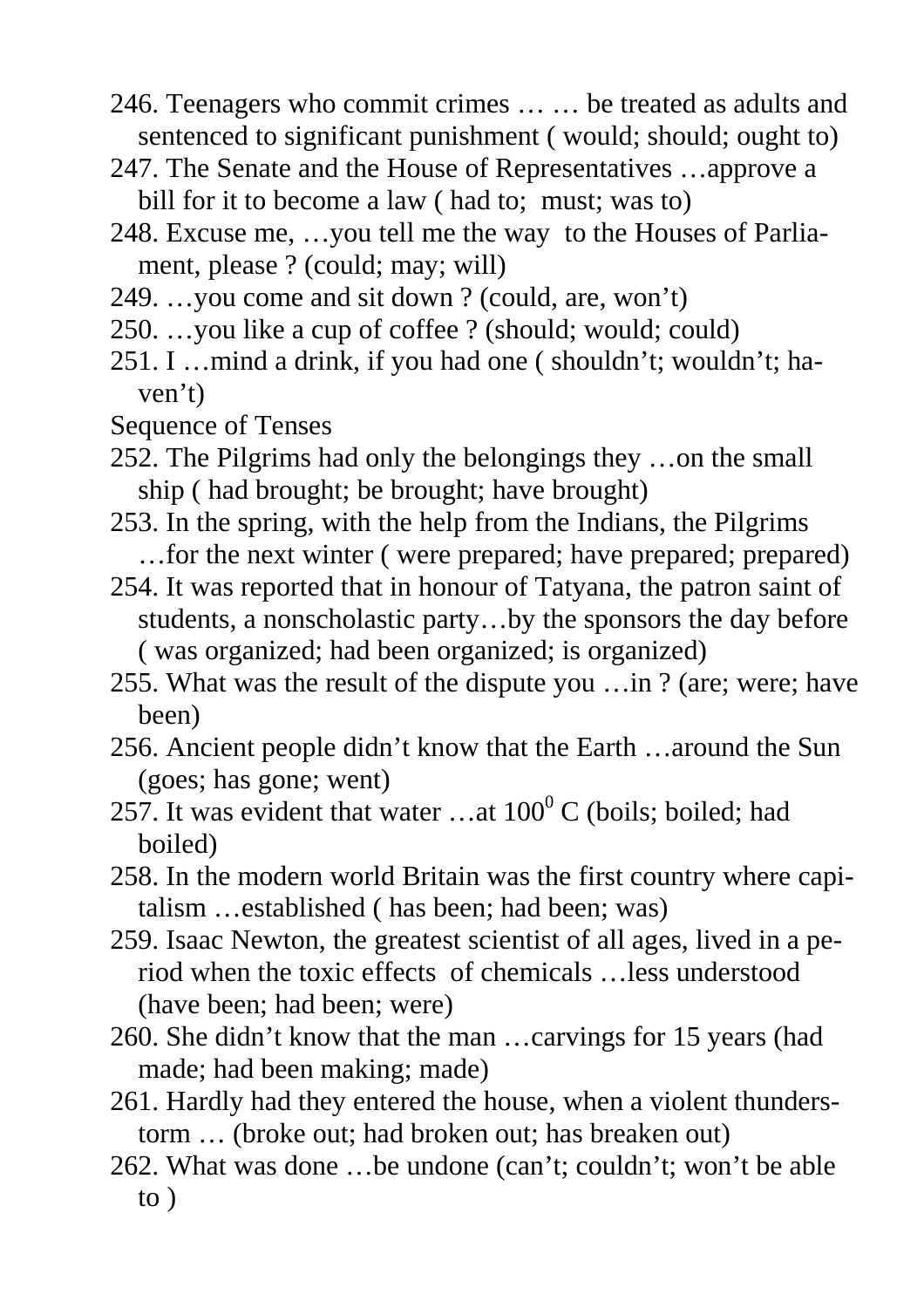246. Teenagers who commit crimes … … be treated as adults and sentenced to significant punishment ( would; should; ought to)
247. The Senate and the House of Representatives …approve a bill for it to become a law ( had to; must; was to)
248. Excuse me, …you tell me the way to the Houses of Parliament, please ? (could; may; will)
249. …you come and sit down ? (could, are, won't)
250. …you like a cup of coffee ? (should; would; could)
251. I …mind a drink, if you had one ( shouldn't; wouldn't; haven't)

Sequence of Tenses

252. The Pilgrims had only the belongings they …on the small ship ( had brought; be brought; have brought)
253. In the spring, with the help from the Indians, the Pilgrims …for the next winter ( were prepared; have prepared; prepared)
254. It was reported that in honour of Tatyana, the patron saint of students, a nonscholastic party…by the sponsors the day before ( was organized; had been organized; is organized)
255. What was the result of the dispute you …in ? (are; were; have been)
256. Ancient people didn't know that the Earth …around the Sun (goes; has gone; went)
257. It was evident that water …at $100^0$ C (boils; boiled; had boiled)
258. In the modern world Britain was the first country where capitalism …established ( has been; had been; was)
259. Isaac Newton, the greatest scientist of all ages, lived in a period when the toxic effects of chemicals …less understood (have been; had been; were)
260. She didn't know that the man …carvings for 15 years (had made; had been making; made)
261. Hardly had they entered the house, when a violent thunderstorm … (broke out; had broken out; has breaken out)
262. What was done …be undone (can't; couldn't; won't be able to )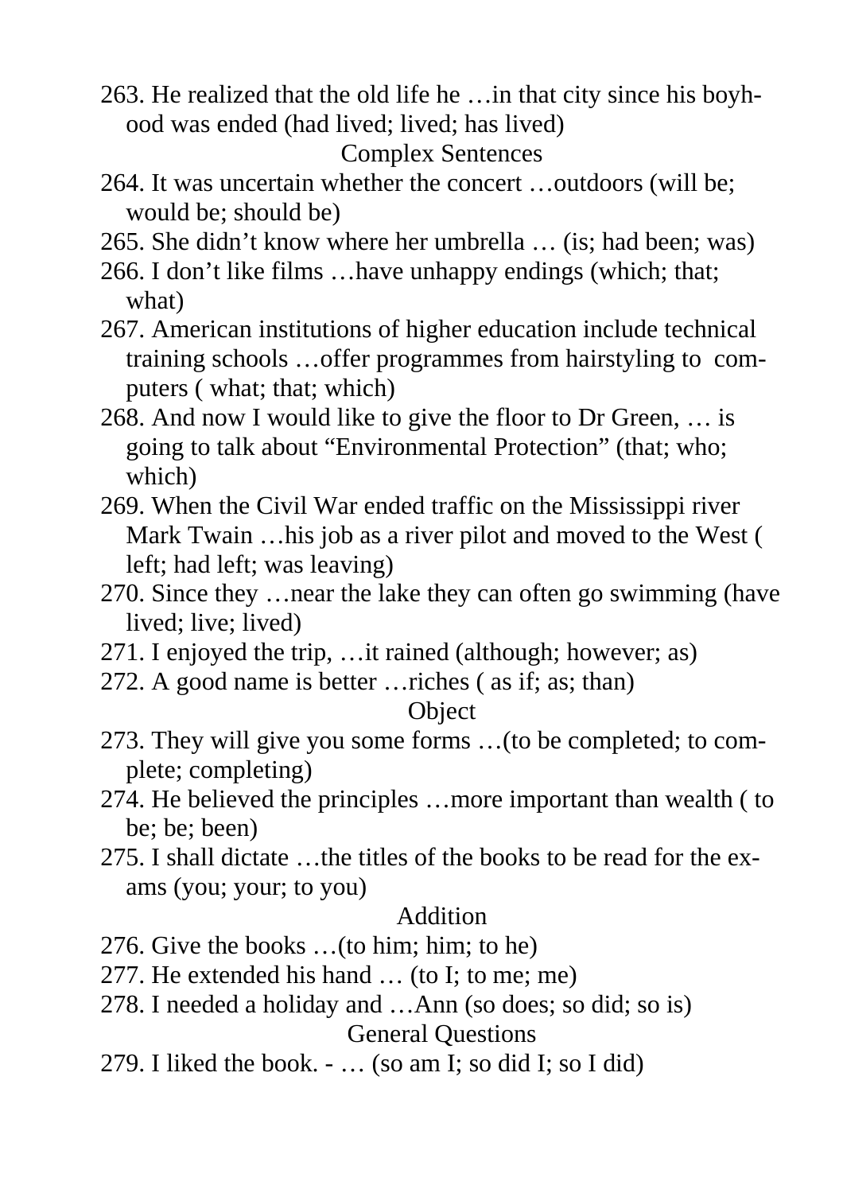263. He realized that the old life he …in that city since his boyhood was ended (had lived; lived; has lived)

Complex Sentences

264. It was uncertain whether the concert …outdoors (will be; would be; should be)
265. She didn't know where her umbrella … (is; had been; was)
266. I don't like films …have unhappy endings (which; that; what)
267. American institutions of higher education include technical training schools …offer programmes from hairstyling to computers ( what; that; which)
268. And now I would like to give the floor to Dr Green, … is going to talk about "Environmental Protection" (that; who; which)
269. When the Civil War ended traffic on the Mississippi river Mark Twain …his job as a river pilot and moved to the West ( left; had left; was leaving)
270. Since they …near the lake they can often go swimming (have lived; live; lived)
271. I enjoyed the trip, …it rained (although; however; as)
272. A good name is better …riches ( as if; as; than)

Object

273. They will give you some forms …(to be completed; to complete; completing)
274. He believed the principles …more important than wealth ( to be; be; been)
275. I shall dictate …the titles of the books to be read for the exams (you; your; to you)

Addition

276. Give the books …(to him; him; to he)
277. He extended his hand … (to I; to me; me)
278. I needed a holiday and …Ann (so does; so did; so is)

General Questions

279. I liked the book. - … (so am I; so did I; so I did)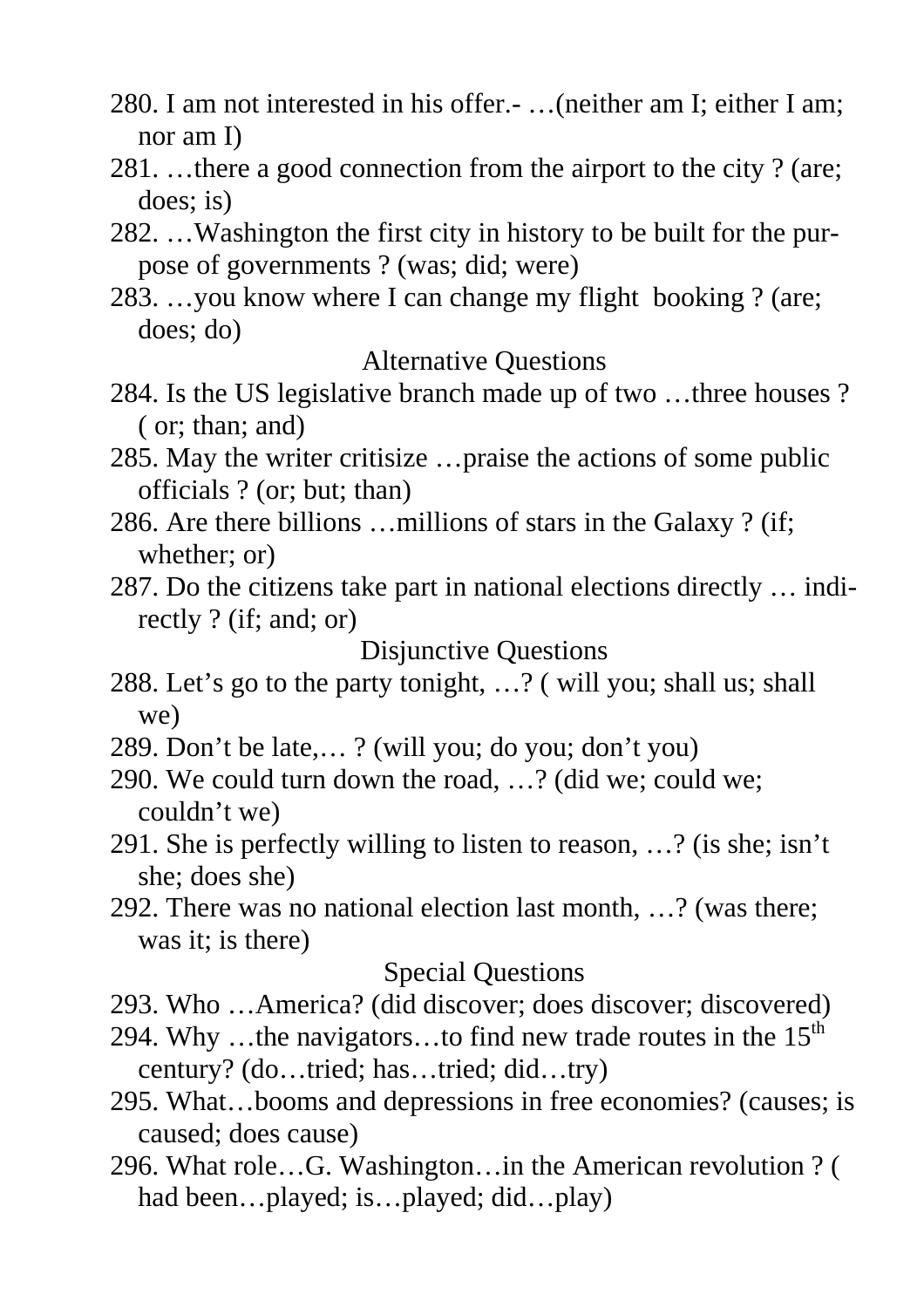280. I am not interested in his offer.- …(neither am I; either I am; nor am I)
281. …there a good connection from the airport to the city ? (are; does; is)
282. …Washington the first city in history to be built for the purpose of governments ? (was; did; were)
283. …you know where I can change my flight booking ? (are; does; do)

## Alternative Questions

284. Is the US legislative branch made up of two …three houses ? ( or; than; and)
285. May the writer critisize …praise the actions of some public officials ? (or; but; than)
286. Are there billions …millions of stars in the Galaxy ? (if; whether; or)
287. Do the citizens take part in national elections directly … indirectly ? (if; and; or)

## Disjunctive Questions

288. Let's go to the party tonight, …? ( will you; shall us; shall we)
289. Don't be late,… ? (will you; do you; don't you)
290. We could turn down the road, …? (did we; could we; couldn't we)
291. She is perfectly willing to listen to reason, …? (is she; isn't she; does she)
292. There was no national election last month, …? (was there; was it; is there)

## Special Questions

293. Who …America? (did discover; does discover; discovered)
294. Why …the navigators…to find new trade routes in the 15th century? (do…tried; has…tried; did…try)
295. What…booms and depressions in free economies? (causes; is caused; does cause)
296. What role…G. Washington…in the American revolution ? ( had been…played; is…played; did…play)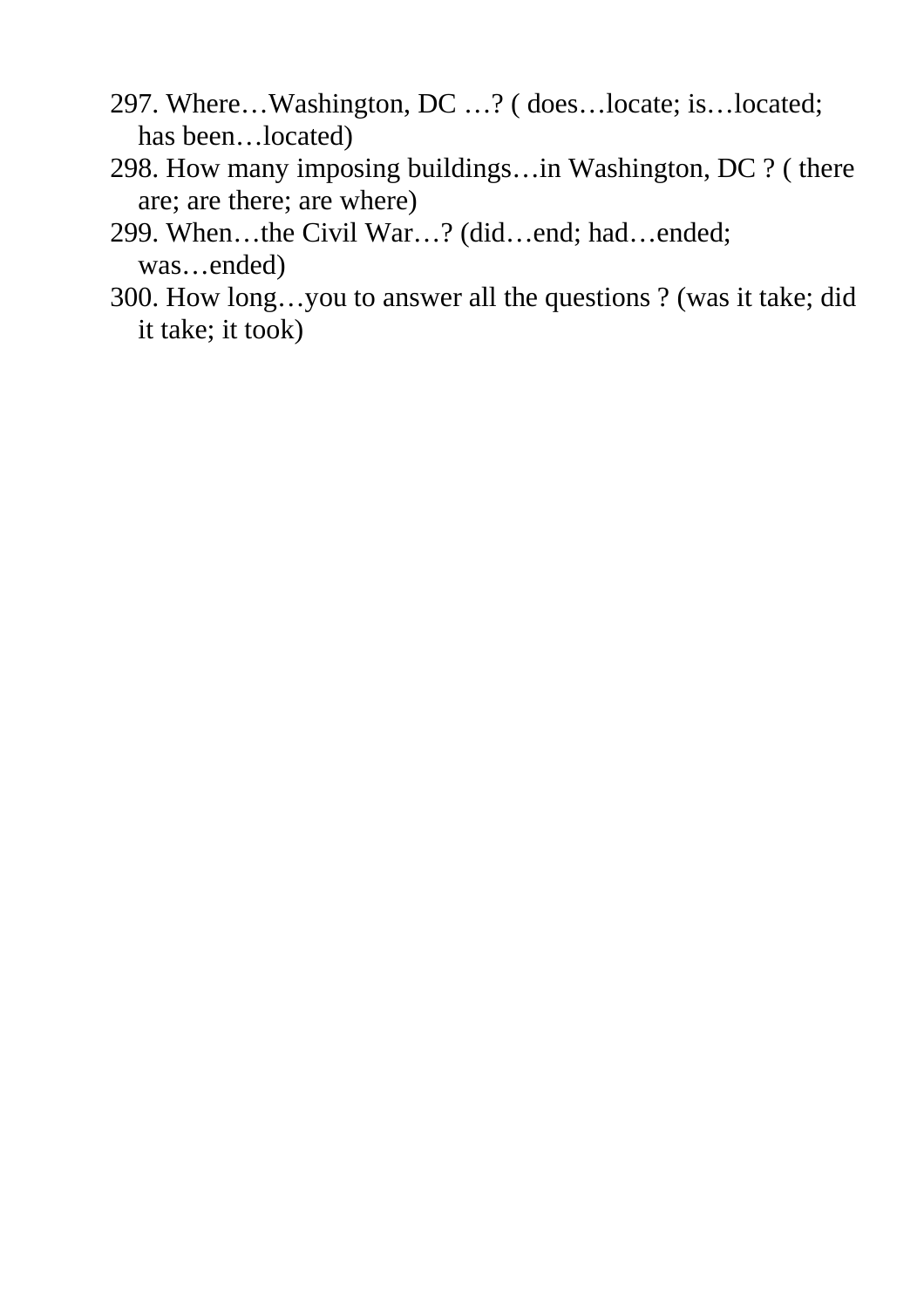297. Where…Washington, DC …? ( does…locate; is…located; has been…located)
298. How many imposing buildings…in Washington, DC ? ( there are; are there; are where)
299. When…the Civil War…? (did…end; had…ended; was…ended)
300. How long…you to answer all the questions ? (was it take; did it take; it took)